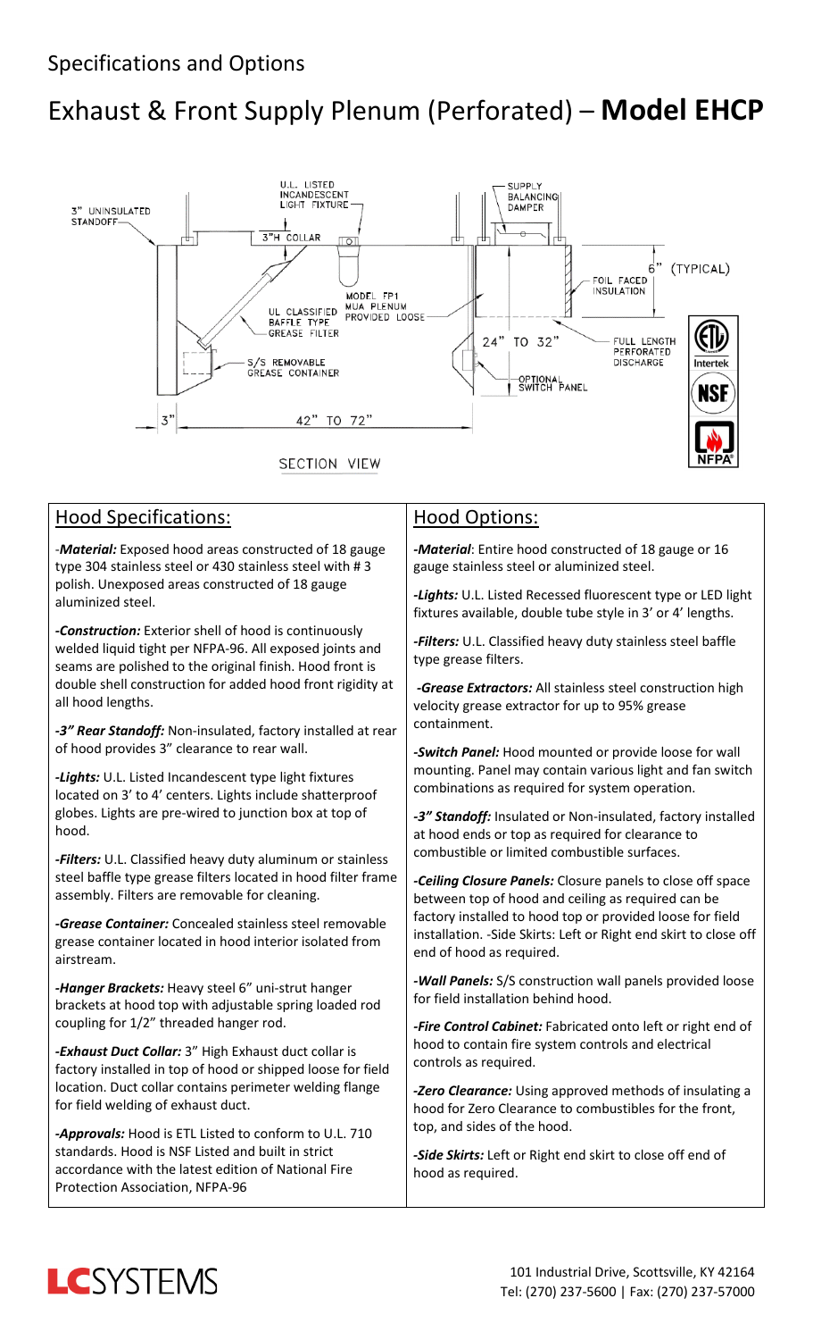## Specifications and Options

# Exhaust & Front Supply Plenum (Perforated) – **Model EHCP**

3" UNINSULATED STANDOFF

U.L. LISTED INCANDESCENT LIGHT FIXTURE

3"H COLLAR

UL CLASSIFIED BAFFLE TYPE GREASE FILTER

MODEL FP1 MUA PLENUM PROVIDED LOOSE

S/S REMOVABLE GREASE CONTAINER

SUPPLY BALANCING DAMPER

6" (TYPICAL)

FOIL FACED INSULATION

24" TO 32"

FULL LENGTH PERFORATED DISCHARGE

OPTIONAL SWITCH PANEL

3"

42" TO 72"

SECTION VIEW

## Hood Specifications:

-***Material:*** Exposed hood areas constructed of 18 gauge type 304 stainless steel or 430 stainless steel with # 3 polish. Unexposed areas constructed of 18 gauge aluminized steel.

***-Construction:*** Exterior shell of hood is continuously welded liquid tight per NFPA-96. All exposed joints and seams are polished to the original finish. Hood front is double shell construction for added hood front rigidity at all hood lengths.

***-3" Rear Standoff:*** Non-insulated, factory installed at rear of hood provides 3" clearance to rear wall.

***-Lights:*** U.L. Listed Incandescent type light fixtures located on 3' to 4' centers. Lights include shatterproof globes. Lights are pre-wired to junction box at top of hood.

***-Filters:*** U.L. Classified heavy duty aluminum or stainless steel baffle type grease filters located in hood filter frame assembly. Filters are removable for cleaning.

***-Grease Container:*** Concealed stainless steel removable grease container located in hood interior isolated from airstream.

***-Hanger Brackets:*** Heavy steel 6" uni-strut hanger brackets at hood top with adjustable spring loaded rod coupling for 1/2" threaded hanger rod.

***-Exhaust Duct Collar:*** 3" High Exhaust duct collar is factory installed in top of hood or shipped loose for field location. Duct collar contains perimeter welding flange for field welding of exhaust duct.

***-Approvals:*** Hood is ETL Listed to conform to U.L. 710 standards. Hood is NSF Listed and built in strict accordance with the latest edition of National Fire Protection Association, NFPA-96

## Hood Options:

***-Material***: Entire hood constructed of 18 gauge or 16 gauge stainless steel or aluminized steel.

***-Lights:*** U.L. Listed Recessed fluorescent type or LED light fixtures available, double tube style in 3' or 4' lengths.

***-Filters:*** U.L. Classified heavy duty stainless steel baffle type grease filters.

***-Grease Extractors:*** All stainless steel construction high velocity grease extractor for up to 95% grease containment.

***-Switch Panel:*** Hood mounted or provide loose for wall mounting. Panel may contain various light and fan switch combinations as required for system operation.

***-3" Standoff:*** Insulated or Non-insulated, factory installed at hood ends or top as required for clearance to combustible or limited combustible surfaces.

***-Ceiling Closure Panels:*** Closure panels to close off space between top of hood and ceiling as required can be factory installed to hood top or provided loose for field installation. -Side Skirts: Left or Right end skirt to close off end of hood as required.

***-Wall Panels:*** S/S construction wall panels provided loose for field installation behind hood.

***-Fire Control Cabinet:*** Fabricated onto left or right end of hood to contain fire system controls and electrical controls as required.

***-Zero Clearance:*** Using approved methods of insulating a hood for Zero Clearance to combustibles for the front, top, and sides of the hood.

***-Side Skirts:*** Left or Right end skirt to close off end of hood as required.

LCSYSTEMS

101 Industrial Drive, Scottsville, KY 42164
Tel: (270) 237-5600 | Fax: (270) 237-57000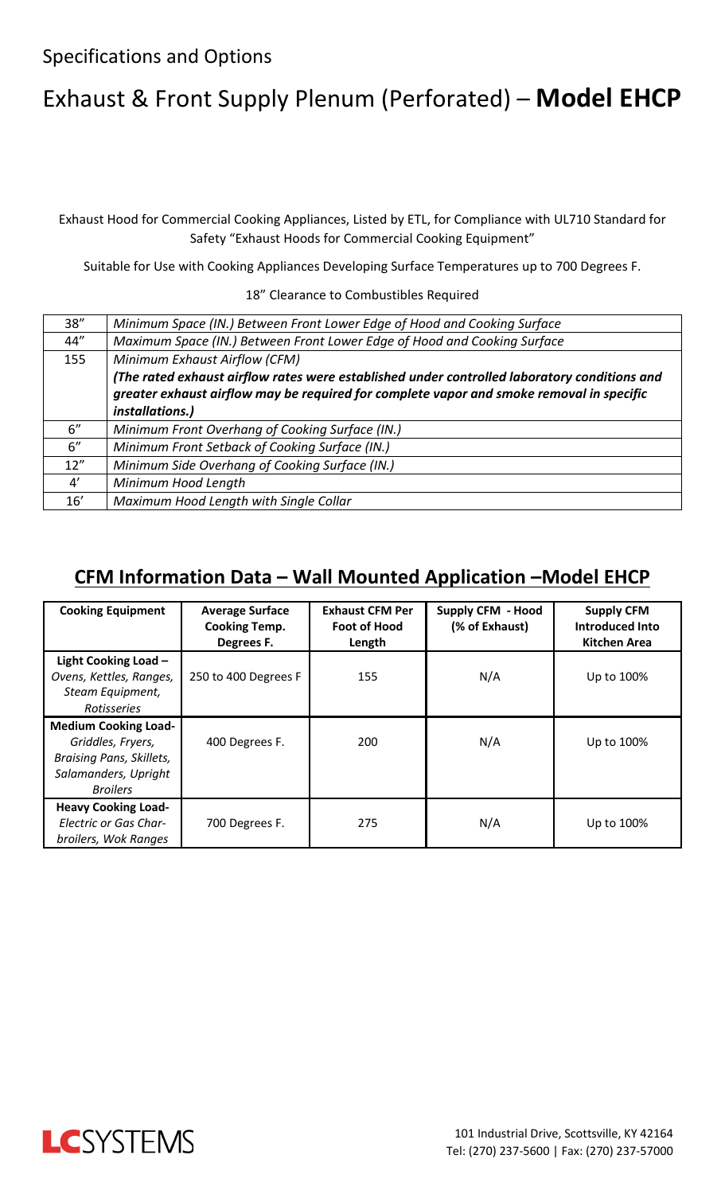## Specifications and Options

# Exhaust & Front Supply Plenum (Perforated) – **Model EHCP**

Exhaust Hood for Commercial Cooking Appliances, Listed by ETL, for Compliance with UL710 Standard for Safety "Exhaust Hoods for Commercial Cooking Equipment"

Suitable for Use with Cooking Appliances Developing Surface Temperatures up to 700 Degrees F.

18" Clearance to Combustibles Required

| | |
|---|---|
| 38" | *Minimum Space (IN.) Between Front Lower Edge of Hood and Cooking Surface* |
| 44" | *Maximum Space (IN.) Between Front Lower Edge of Hood and Cooking Surface* |
| 155 | *Minimum Exhaust Airflow (CFM)* ***(The rated exhaust airflow rates were established under controlled laboratory conditions and greater exhaust airflow may be required for complete vapor and smoke removal in specific installations.)*** |
| 6" | *Minimum Front Overhang of Cooking Surface (IN.)* |
| 6" | *Minimum Front Setback of Cooking Surface (IN.)* |
| 12" | *Minimum Side Overhang of Cooking Surface (IN.)* |
| 4' | *Minimum Hood Length* |
| 16' | *Maximum Hood Length with Single Collar* |

## CFM Information Data – Wall Mounted Application –Model EHCP

| Cooking Equipment | Average Surface Cooking Temp. Degrees F. | Exhaust CFM Per Foot of Hood Length | Supply CFM - Hood (% of Exhaust) | Supply CFM Introduced Into Kitchen Area |
|---|---|---|---|---|
| **Light Cooking Load –** *Ovens, Kettles, Ranges, Steam Equipment, Rotisseries* | 250 to 400 Degrees F | 155 | N/A | Up to 100% |
| **Medium Cooking Load-** *Griddles, Fryers, Braising Pans, Skillets, Salamanders, Upright Broilers* | 400 Degrees F. | 200 | N/A | Up to 100% |
| **Heavy Cooking Load-** *Electric or Gas Char-broilers, Wok Ranges* | 700 Degrees F. | 275 | N/A | Up to 100% |

LCSYSTEMS

101 Industrial Drive, Scottsville, KY 42164
Tel: (270) 237-5600 | Fax: (270) 237-57000